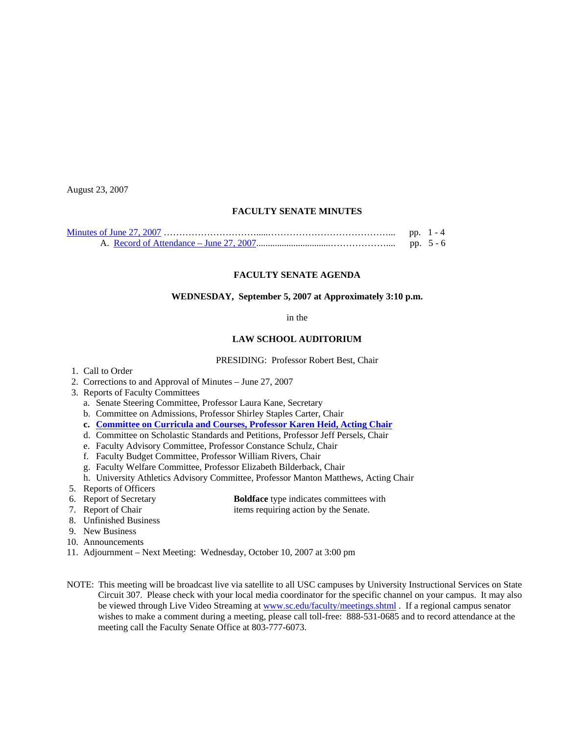August 23, 2007

## FACULTY SENATE MINUTES

Minutes of June 27, 2007 ........................................................................ pp. 1 - 4

A. Record of Attendance – June 27, 2007........................................................ pp. 5 - 6

## FACULTY SENATE AGENDA

**WEDNESDAY, September 5, 2007 at Approximately 3:10 p.m.**

in the

**LAW SCHOOL AUDITORIUM**

PRESIDING: Professor Robert Best, Chair

1. Call to Order
2. Corrections to and Approval of Minutes – June 27, 2007
3. Reports of Faculty Committees
   a. Senate Steering Committee, Professor Laura Kane, Secretary
   b. Committee on Admissions, Professor Shirley Staples Carter, Chair
   **c. Committee on Curricula and Courses, Professor Karen Heid, Acting Chair**
   d. Committee on Scholastic Standards and Petitions, Professor Jeff Persels, Chair
   e. Faculty Advisory Committee, Professor Constance Schulz, Chair
   f. Faculty Budget Committee, Professor William Rivers, Chair
   g. Faculty Welfare Committee, Professor Elizabeth Bilderback, Chair
   h. University Athletics Advisory Committee, Professor Manton Matthews, Acting Chair
5. Reports of Officers
6. Report of Secretary
7. Report of Chair
8. Unfinished Business
9. New Business
10. Announcements
11. Adjournment – Next Meeting: Wednesday, October 10, 2007 at 3:00 pm

**Boldface** type indicates committees with items requiring action by the Senate.

NOTE: This meeting will be broadcast live via satellite to all USC campuses by University Instructional Services on State Circuit 307. Please check with your local media coordinator for the specific channel on your campus. It may also be viewed through Live Video Streaming at www.sc.edu/faculty/meetings.shtml . If a regional campus senator wishes to make a comment during a meeting, please call toll-free: 888-531-0685 and to record attendance at the meeting call the Faculty Senate Office at 803-777-6073.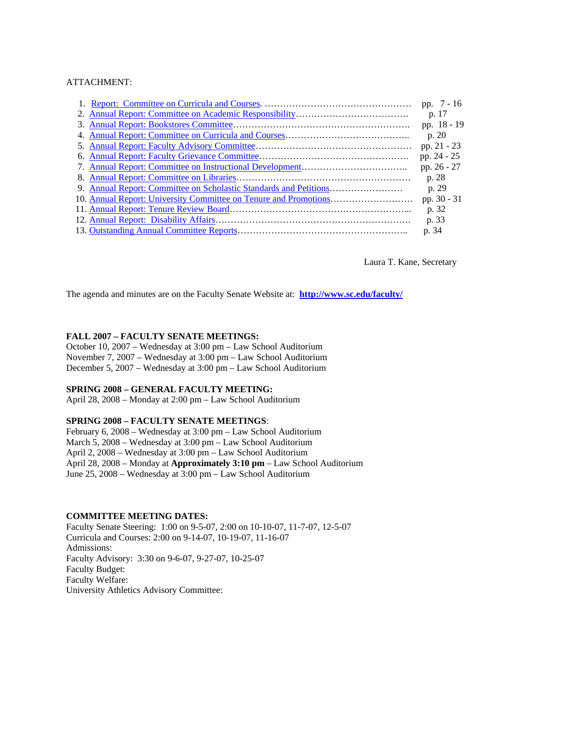ATTACHMENT:

1. Report: Committee on Curricula and Courses. ………………………………………… pp. 7 - 16
2. Annual Report: Committee on Academic Responsibility………………………………. p. 17
3. Annual Report: Bookstores Committee…………………………………………………. pp. 18 - 19
4. Annual Report: Committee on Curricula and Courses……………………………….. p. 20
5. Annual Report: Faculty Advisory Committee…………………………………………… pp. 21 - 23
6. Annual Report: Faculty Grievance Committee…………………………………………. pp. 24 - 25
7. Annual Report: Committee on Instructional Development…………………………….. pp. 26 - 27
8. Annual Report: Committee on Libraries……………………………………………….. p. 28
9. Annual Report: Committee on Scholastic Standards and Petitions…………………… p. 29
10. Annual Report: University Committee on Tenure and Promotions……………………… pp. 30 - 31
11. Annual Report: Tenure Review Board………………………………………………….. p. 32
12. Annual Report: Disability Affairs……………………………………………………… p. 33
13. Outstanding Annual Committee Reports……………………………………………….. p. 34

Laura T. Kane, Secretary

The agenda and minutes are on the Faculty Senate Website at: **http://www.sc.edu/faculty/**

**FALL 2007 – FACULTY SENATE MEETINGS:**
October 10, 2007 – Wednesday at 3:00 pm – Law School Auditorium
November 7, 2007 – Wednesday at 3:00 pm – Law School Auditorium
December 5, 2007 – Wednesday at 3:00 pm – Law School Auditorium

**SPRING 2008 – GENERAL FACULTY MEETING:**
April 28, 2008 – Monday at 2:00 pm – Law School Auditorium

**SPRING 2008 – FACULTY SENATE MEETINGS**:
February 6, 2008 – Wednesday at 3:00 pm – Law School Auditorium
March 5, 2008 – Wednesday at 3:00 pm – Law School Auditorium
April 2, 2008 – Wednesday at 3:00 pm – Law School Auditorium
April 28, 2008 – Monday at **Approximately 3:10 pm** – Law School Auditorium
June 25, 2008 – Wednesday at 3:00 pm – Law School Auditorium

**COMMITTEE MEETING DATES:**
Faculty Senate Steering: 1:00 on 9-5-07, 2:00 on 10-10-07, 11-7-07, 12-5-07
Curricula and Courses: 2:00 on 9-14-07, 10-19-07, 11-16-07
Admissions:
Faculty Advisory: 3:30 on 9-6-07, 9-27-07, 10-25-07
Faculty Budget:
Faculty Welfare:
University Athletics Advisory Committee: